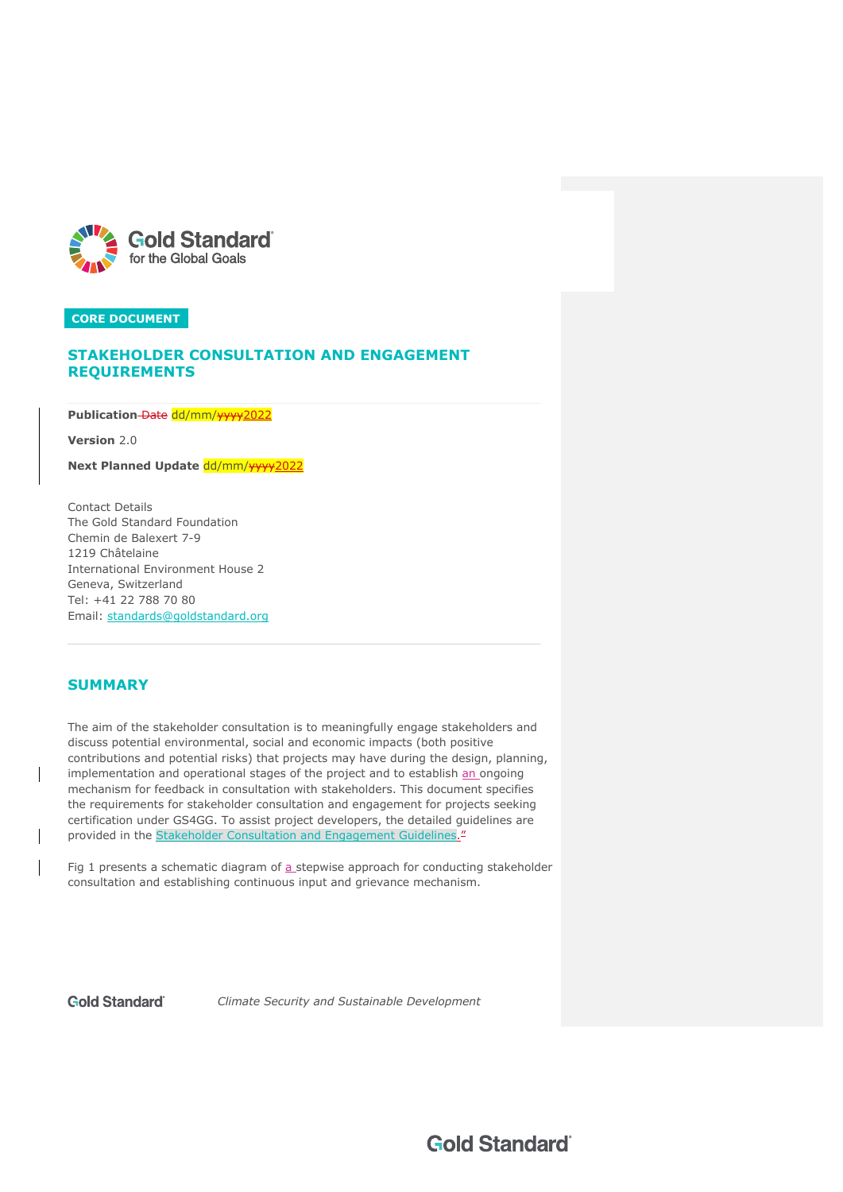CORE DOCUMENT

# STAKEHOLDER CONSULTATION AND ENGAGEMENT REQUIREMENTS

**Publication** Date dd/mm/yyyy2022

**Version** 2.0

**Next Planned Update** dd/mm/yyyy2022

Contact Details
The Gold Standard Foundation
Chemin de Balexert 7-9
1219 Châtelaine
International Environment House 2
Geneva, Switzerland
Tel: +41 22 788 70 80
Email: standards@goldstandard.org

## SUMMARY

The aim of the stakeholder consultation is to meaningfully engage stakeholders and discuss potential environmental, social and economic impacts (both positive contributions and potential risks) that projects may have during the design, planning, implementation and operational stages of the project and to establish an ongoing mechanism for feedback in consultation with stakeholders. This document specifies the requirements for stakeholder consultation and engagement for projects seeking certification under GS4GG. To assist project developers, the detailed guidelines are provided in the Stakeholder Consultation and Engagement Guidelines."

Fig 1 presents a schematic diagram of a stepwise approach for conducting stakeholder consultation and establishing continuous input and grievance mechanism.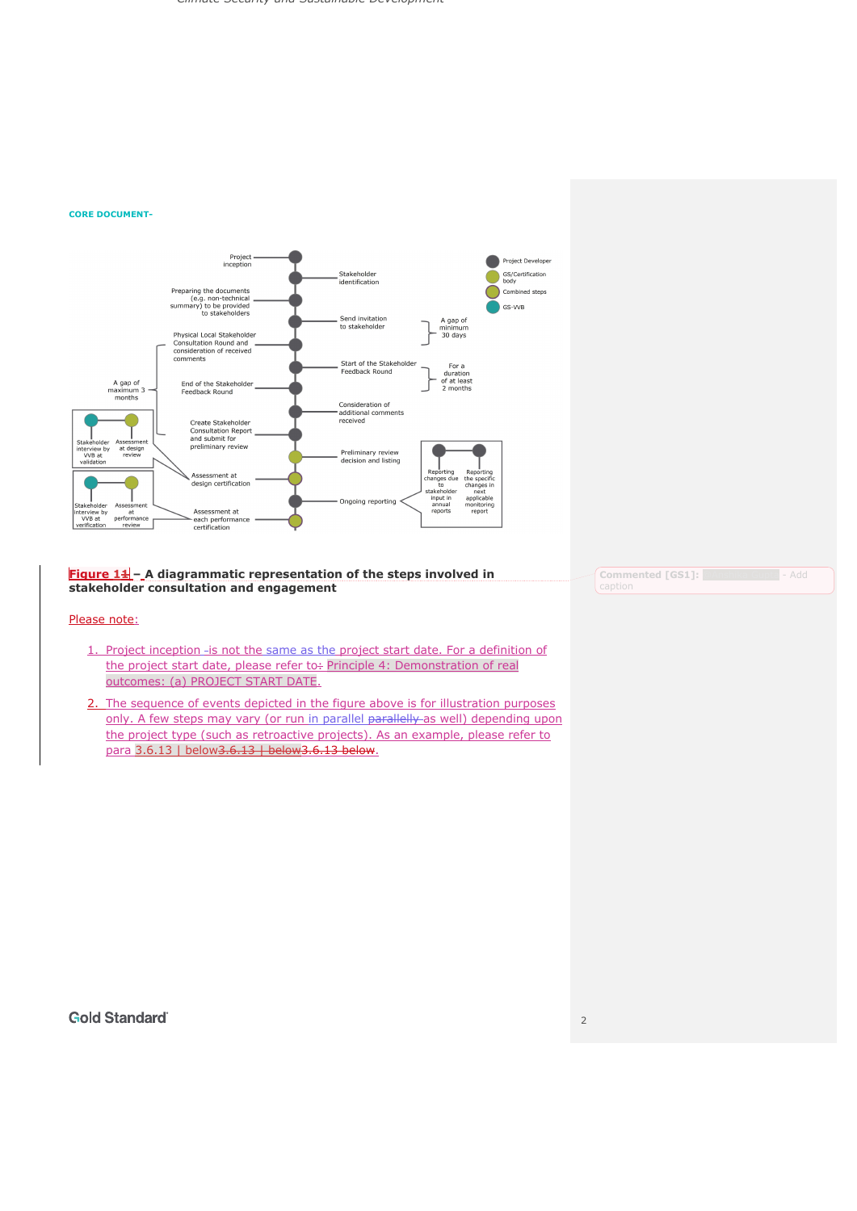CORE DOCUMENT-

Project inception

Stakeholder identification

Preparing the documents (e.g. non-technical summary) to be provided to stakeholders

Send invitation to stakeholder

A gap of minimum 30 days

Physical Local Stakeholder Consultation Round and consideration of received comments

Start of the Stakeholder Feedback Round

For a duration of at least 2 months

A gap of maximum 3 months

End of the Stakeholder Feedback Round

Consideration of additional comments received

Create Stakeholder Consultation Report and submit for preliminary review

Preliminary review decision and listing

Stakeholder interview by VVB at validation

Assessment at design review

Assessment at design certification

Ongoing reporting

Reporting changes due to stakeholder input in annual reports

Reporting the specific changes in next applicable monitoring report

Stakeholder interview by VVB at verification

Assessment at performance review

Assessment at each performance certification

Project Developer

GS/Certification body

Combined steps

GS-VVB

**Figure 1 – A diagrammatic representation of the steps involved in stakeholder consultation and engagement**

Please note:

1. Project inception is not the same as the project start date. For a definition of the project start date, please refer to Principle 4: Demonstration of real outcomes: (a) PROJECT START DATE.
2. The sequence of events depicted in the figure above is for illustration purposes only. A few steps may vary (or run in parallel as well) depending upon the project type (such as retroactive projects). As an example, please refer to para 3.6.13 below.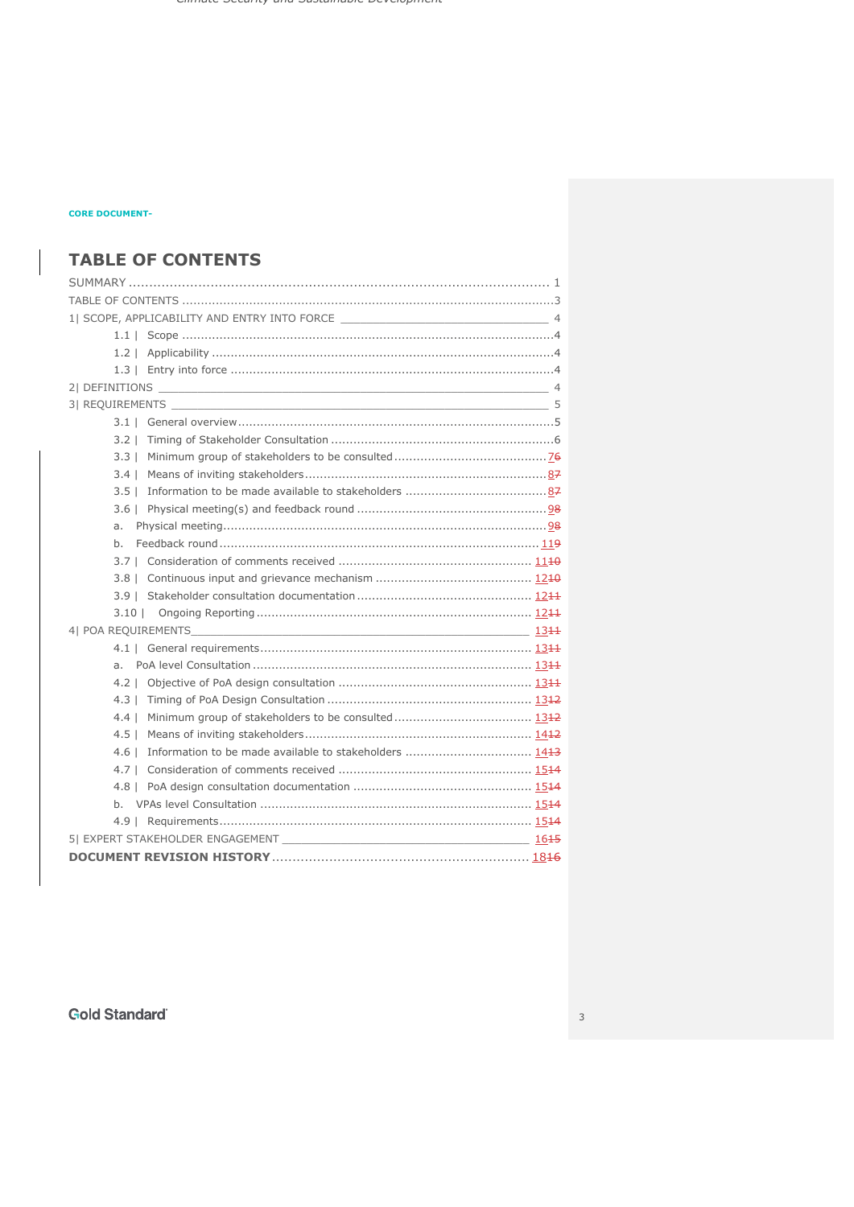CORE DOCUMENT-

# TABLE OF CONTENTS

SUMMARY ........................................................ 1
TABLE OF CONTENTS ........................................................ 3
1| SCOPE, APPLICABILITY AND ENTRY INTO FORCE ________ 4
- 1.1 | Scope ........................................................ 4
- 1.2 | Applicability ........................................................ 4
- 1.3 | Entry into force ........................................................ 4

2| DEFINITIONS ________ 4
3| REQUIREMENTS ________ 5
- 3.1 | General overview ........................................................ 5
- 3.2 | Timing of Stakeholder Consultation ........................................................ 6
- 3.3 | Minimum group of stakeholders to be consulted ........................................................ 76
- 3.4 | Means of inviting stakeholders ........................................................ 87
- 3.5 | Information to be made available to stakeholders ........................................................ 87
- 3.6 | Physical meeting(s) and feedback round ........................................................ 98
- a. Physical meeting ........................................................ 98
- b. Feedback round ........................................................ 119
- 3.7 | Consideration of comments received ........................................................ 1110
- 3.8 | Continuous input and grievance mechanism ........................................................ 1210
- 3.9 | Stakeholder consultation documentation ........................................................ 1211
- 3.10 | Ongoing Reporting ........................................................ 1211

4| POA REQUIREMENTS ________ 1311
- 4.1 | General requirements ........................................................ 1311
- a. PoA level Consultation ........................................................ 1311
- 4.2 | Objective of PoA design consultation ........................................................ 1311
- 4.3 | Timing of PoA Design Consultation ........................................................ 1312
- 4.4 | Minimum group of stakeholders to be consulted ........................................................ 1312
- 4.5 | Means of inviting stakeholders ........................................................ 1412
- 4.6 | Information to be made available to stakeholders ........................................................ 1413
- 4.7 | Consideration of comments received ........................................................ 1514
- 4.8 | PoA design consultation documentation ........................................................ 1514
- b. VPAs level Consultation ........................................................ 1514
- 4.9 | Requirements ........................................................ 1514

5| EXPERT STAKEHOLDER ENGAGEMENT ________ 1615
**DOCUMENT REVISION HISTORY** ........................................................ 1816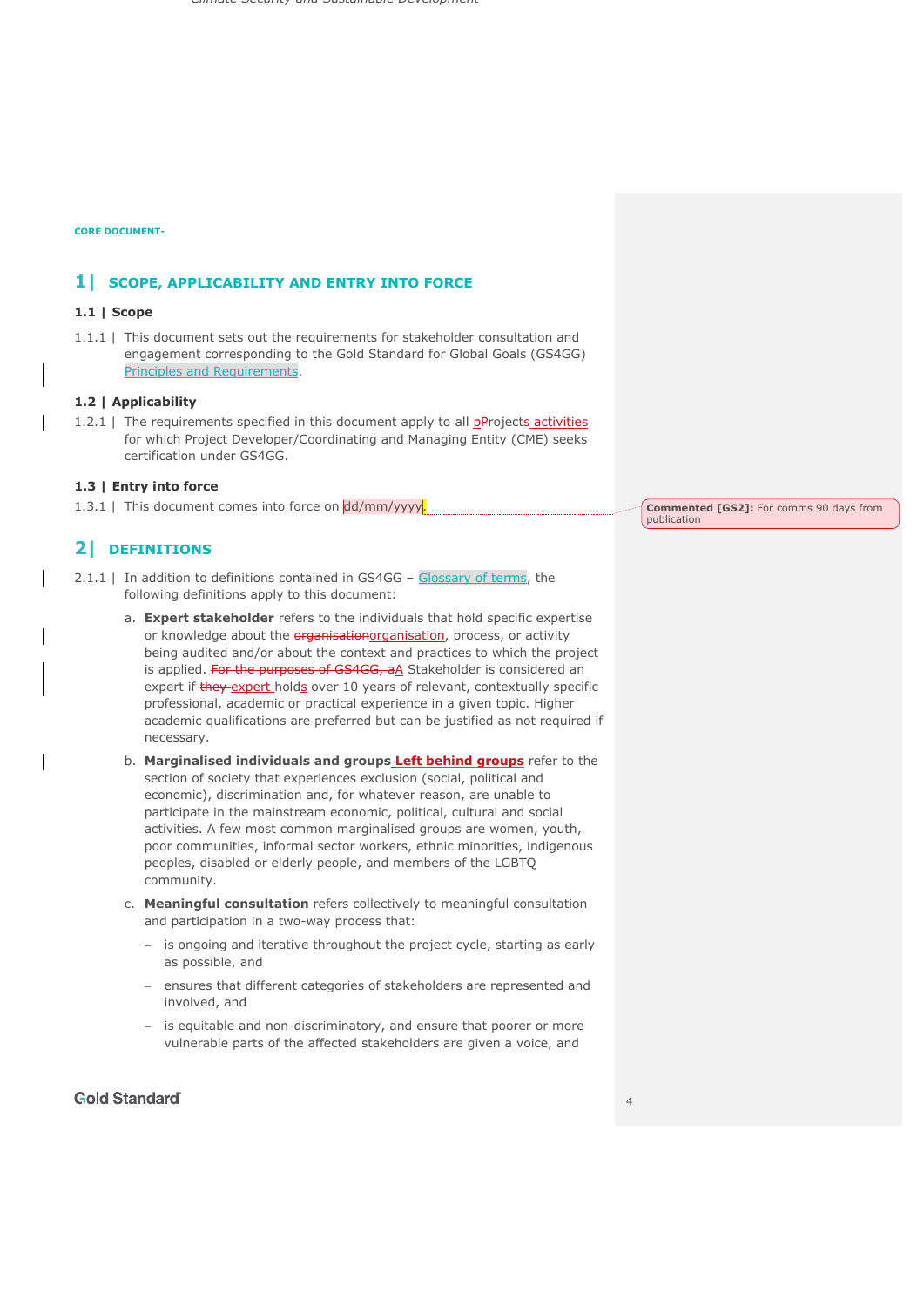CORE DOCUMENT-

## 1| SCOPE, APPLICABILITY AND ENTRY INTO FORCE

### 1.1 | Scope

1.1.1 | This document sets out the requirements for stakeholder consultation and engagement corresponding to the Gold Standard for Global Goals (GS4GG) Principles and Requirements.

### 1.2 | Applicability

1.2.1 | The requirements specified in this document apply to all Projects activities for which Project Developer/Coordinating and Managing Entity (CME) seeks certification under GS4GG.

### 1.3 | Entry into force

1.3.1 | This document comes into force on dd/mm/yyyy.

Commented [GS2]: For comms 90 days from publication

## 2| DEFINITIONS

2.1.1 | In addition to definitions contained in GS4GG – Glossary of terms, the following definitions apply to this document:

a. **Expert stakeholder** refers to the individuals that hold specific expertise or knowledge about the organisation, process, or activity being audited and/or about the context and practices to which the project is applied. A Stakeholder is considered an expert if expert holds over 10 years of relevant, contextually specific professional, academic or practical experience in a given topic. Higher academic qualifications are preferred but can be justified as not required if necessary.

b. **Marginalised individuals and groups** refer to the section of society that experiences exclusion (social, political and economic), discrimination and, for whatever reason, are unable to participate in the mainstream economic, political, cultural and social activities. A few most common marginalised groups are women, youth, poor communities, informal sector workers, ethnic minorities, indigenous peoples, disabled or elderly people, and members of the LGBTQ community.

c. **Meaningful consultation** refers collectively to meaningful consultation and participation in a two-way process that:

   – is ongoing and iterative throughout the project cycle, starting as early as possible, and

   – ensures that different categories of stakeholders are represented and involved, and

   – is equitable and non-discriminatory, and ensure that poorer or more vulnerable parts of the affected stakeholders are given a voice, and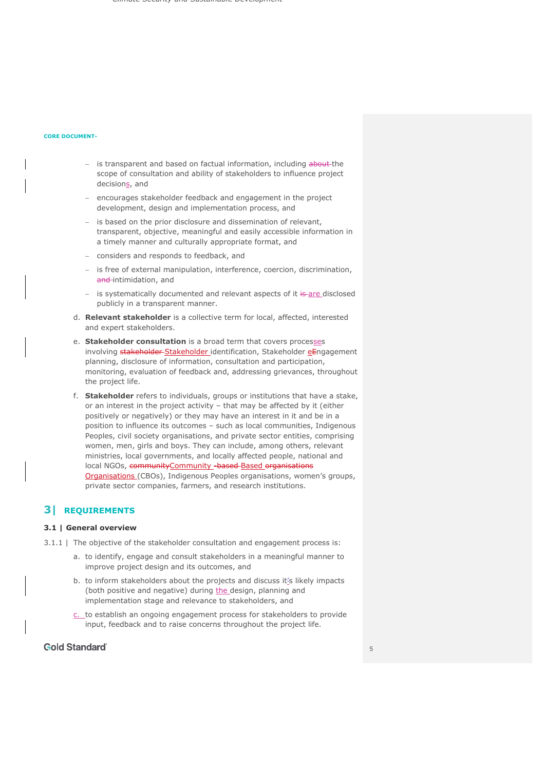- is transparent and based on factual information, including ~~about~~ the scope of consultation and ability of stakeholders to influence project decisions, and
- encourages stakeholder feedback and engagement in the project development, design and implementation process, and
- is based on the prior disclosure and dissemination of relevant, transparent, objective, meaningful and easily accessible information in a timely manner and culturally appropriate format, and
- considers and responds to feedback, and
- is free of external manipulation, interference, coercion, discrimination, ~~and~~ intimidation, and
- is systematically documented and relevant aspects of it ~~is~~ are disclosed publicly in a transparent manner.

d. **Relevant stakeholder** is a collective term for local, affected, interested and expert stakeholders.

e. **Stakeholder consultation** is a broad term that covers processes involving ~~stakeholder~~ Stakeholder identification, Stakeholder e~~E~~ngagement planning, disclosure of information, consultation and participation, monitoring, evaluation of feedback and, addressing grievances, throughout the project life.

f. **Stakeholder** refers to individuals, groups or institutions that have a stake, or an interest in the project activity – that may be affected by it (either positively or negatively) or they may have an interest in it and be in a position to influence its outcomes – such as local communities, Indigenous Peoples, civil society organisations, and private sector entities, comprising women, men, girls and boys. They can include, among others, relevant ministries, local governments, and locally affected people, national and local NGOs, ~~community~~Community ~~-based~~ Based ~~organisations~~ Organisations (CBOs), Indigenous Peoples organisations, women's groups, private sector companies, farmers, and research institutions.

# 3| REQUIREMENTS

### 3.1 | General overview

3.1.1 | The objective of the stakeholder consultation and engagement process is:

a. to identify, engage and consult stakeholders in a meaningful manner to improve project design and its outcomes, and

b. to inform stakeholders about the projects and discuss it's likely impacts (both positive and negative) during the design, planning and implementation stage and relevance to stakeholders, and

c. to establish an ongoing engagement process for stakeholders to provide input, feedback and to raise concerns throughout the project life.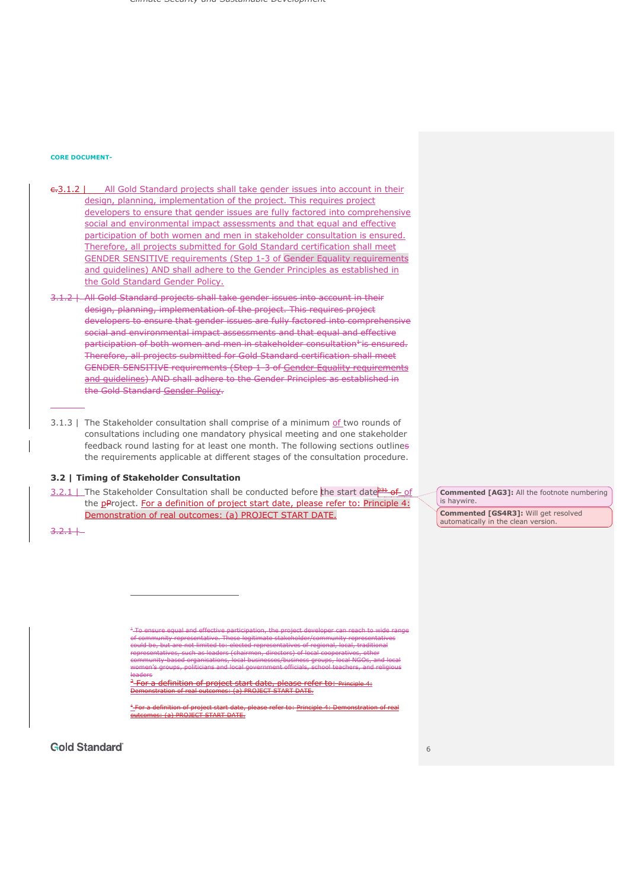CORE DOCUMENT-

3.1.2 | All Gold Standard projects shall take gender issues into account in their design, planning, implementation of the project. This requires project developers to ensure that gender issues are fully factored into comprehensive social and environmental impact assessments and that equal and effective participation of both women and men in stakeholder consultation is ensured. Therefore, all projects submitted for Gold Standard certification shall meet GENDER SENSITIVE requirements (Step 1-3 of Gender Equality requirements and guidelines) AND shall adhere to the Gender Principles as established in the Gold Standard Gender Policy.

~~3.1.2 | All Gold Standard projects shall take gender issues into account in their design, planning, implementation of the project. This requires project developers to ensure that gender issues are fully factored into comprehensive social and environmental impact assessments and that equal and effective participation of both women and men in stakeholder consultation[1] is ensured. Therefore, all projects submitted for Gold Standard certification shall meet GENDER SENSITIVE requirements (Step 1-3 of Gender Equality requirements and guidelines) AND shall adhere to the Gender Principles as established in the Gold Standard Gender Policy.~~

3.1.3 | The Stakeholder consultation shall comprise of a minimum of two rounds of consultations including one mandatory physical meeting and one stakeholder feedback round lasting for at least one month. The following sections outlines the requirements applicable at different stages of the consultation procedure.

## 3.2 | Timing of Stakeholder Consultation

3.2.1 | The Stakeholder Consultation shall be conducted before the start date[2][3] of of the Project. For a definition of project start date, please refer to: Principle 4: Demonstration of real outcomes: (a) PROJECT START DATE.

~~3.2.1 |~~

---

~~[1] To ensure equal and effective participation, the project developer can reach to wide range of community representative. These legitimate stakeholder/community representatives could be, but are not limited to: elected representatives of regional, local, traditional representatives, such as leaders (chairmen, directors) of local cooperatives, other community-based organisations, local businesses/business groups, local NGOs, and local women's groups, politicians and local government officials, school teachers, and religious leaders~~

~~[2] For a definition of project start date, please refer to: Principle 4: Demonstration of real outcomes: (a) PROJECT START DATE.~~

~~[3] For a definition of project start date, please refer to: Principle 4: Demonstration of real outcomes: (a) PROJECT START DATE.~~

**Commented [AG3]:** All the footnote numbering is haywire.

**Commented [GS4R3]:** Will get resolved automatically in the clean version.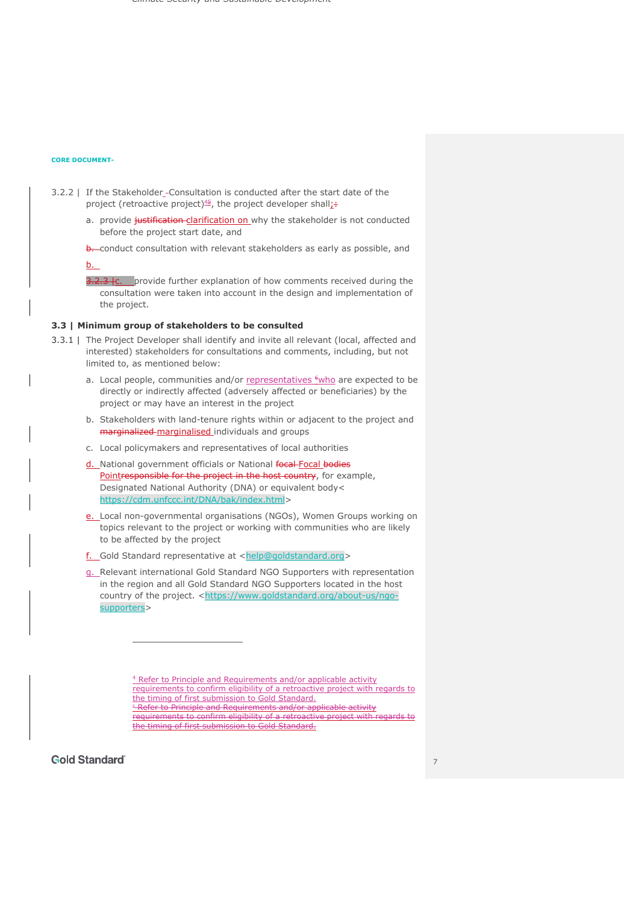CORE DOCUMENT-

3.2.2 | If the Stakeholder -Consultation is conducted after the start date of the project (retroactive project)[45], the project developer shall;:

a. provide justification clarification on why the stakeholder is not conducted before the project start date, and

b. conduct consultation with relevant stakeholders as early as possible, and

b.

3.2.3 | c. provide further explanation of how comments received during the consultation were taken into account in the design and implementation of the project.

### 3.3 | Minimum group of stakeholders to be consulted

3.3.1 | The Project Developer shall identify and invite all relevant (local, affected and interested) stakeholders for consultations and comments, including, but not limited to, as mentioned below:

a. Local people, communities and/or representatives [6]who are expected to be directly or indirectly affected (adversely affected or beneficiaries) by the project or may have an interest in the project

b. Stakeholders with land-tenure rights within or adjacent to the project and marginalized marginalised individuals and groups

c. Local policymakers and representatives of local authorities

d. National government officials or National focal Focal bodies Pointresponsible for the project in the host country, for example, Designated National Authority (DNA) or equivalent body< https://cdm.unfccc.int/DNA/bak/index.html>

e. Local non-governmental organisations (NGOs), Women Groups working on topics relevant to the project or working with communities who are likely to be affected by the project

f. Gold Standard representative at <help@goldstandard.org>

g. Relevant international Gold Standard NGO Supporters with representation in the region and all Gold Standard NGO Supporters located in the host country of the project. <https://www.goldstandard.org/about-us/ngo-supporters>

---

[4] Refer to Principle and Requirements and/or applicable activity requirements to confirm eligibility of a retroactive project with regards to the timing of first submission to Gold Standard.

[5] Refer to Principle and Requirements and/or applicable activity requirements to confirm eligibility of a retroactive project with regards to the timing of first submission to Gold Standard.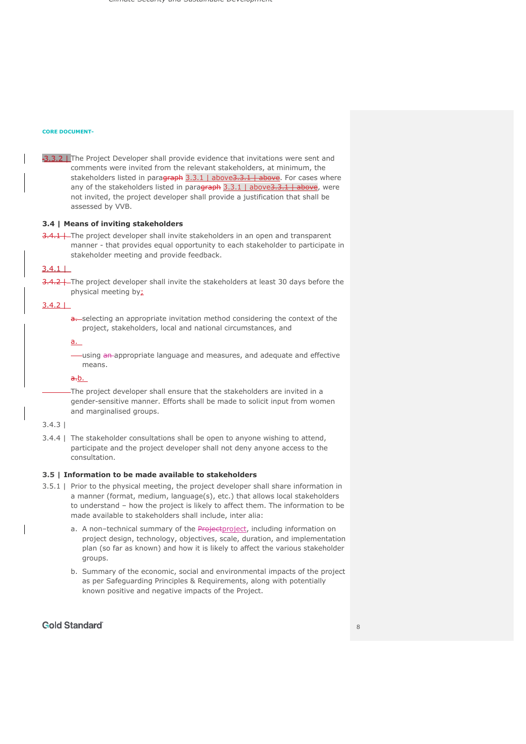CORE DOCUMENT-

3.3.2 | The Project Developer shall provide evidence that invitations were sent and comments were invited from the relevant stakeholders, at minimum, the stakeholders listed in paragraph 3.3.1 | above3.3.1 | above. For cases where any of the stakeholders listed in paragraph 3.3.1 | above3.3.1 | above, were not invited, the project developer shall provide a justification that shall be assessed by VVB.

### 3.4 | Means of inviting stakeholders

3.4.1 | The project developer shall invite stakeholders in an open and transparent manner - that provides equal opportunity to each stakeholder to participate in stakeholder meeting and provide feedback.

3.4.1 |

3.4.2 | The project developer shall invite the stakeholders at least 30 days before the physical meeting by:

3.4.2 |

a. selecting an appropriate invitation method considering the context of the project, stakeholders, local and national circumstances, and

a.

using an appropriate language and measures, and adequate and effective means.

a.b.

The project developer shall ensure that the stakeholders are invited in a gender-sensitive manner. Efforts shall be made to solicit input from women and marginalised groups.

3.4.3 |

3.4.4 | The stakeholder consultations shall be open to anyone wishing to attend, participate and the project developer shall not deny anyone access to the consultation.

### 3.5 | Information to be made available to stakeholders

3.5.1 | Prior to the physical meeting, the project developer shall share information in a manner (format, medium, language(s), etc.) that allows local stakeholders to understand – how the project is likely to affect them. The information to be made available to stakeholders shall include, inter alia:

a. A non–technical summary of the Projectproject, including information on project design, technology, objectives, scale, duration, and implementation plan (so far as known) and how it is likely to affect the various stakeholder groups.

b. Summary of the economic, social and environmental impacts of the project as per Safeguarding Principles & Requirements, along with potentially known positive and negative impacts of the Project.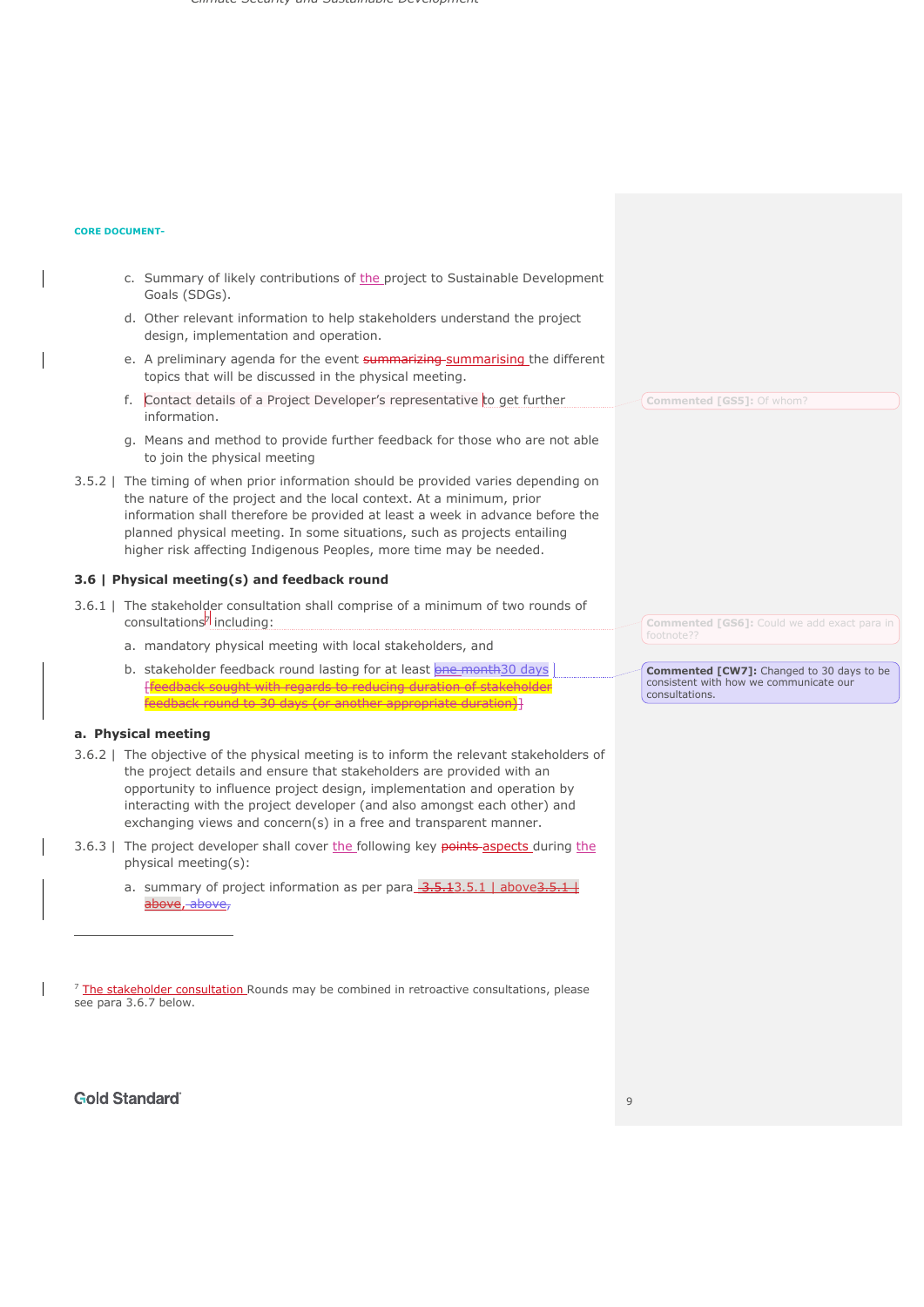CORE DOCUMENT-

c. Summary of likely contributions of the project to Sustainable Development Goals (SDGs).

d. Other relevant information to help stakeholders understand the project design, implementation and operation.

e. A preliminary agenda for the event summarising the different topics that will be discussed in the physical meeting.

f. Contact details of a Project Developer's representative to get further information.

g. Means and method to provide further feedback for those who are not able to join the physical meeting

3.5.2 | The timing of when prior information should be provided varies depending on the nature of the project and the local context. At a minimum, prior information shall therefore be provided at least a week in advance before the planned physical meeting. In some situations, such as projects entailing higher risk affecting Indigenous Peoples, more time may be needed.

### 3.6 | Physical meeting(s) and feedback round

3.6.1 | The stakeholder consultation shall comprise of a minimum of two rounds of consultations[7] including:

a. mandatory physical meeting with local stakeholders, and

b. stakeholder feedback round lasting for at least 30 days

### a. Physical meeting

3.6.2 | The objective of the physical meeting is to inform the relevant stakeholders of the project details and ensure that stakeholders are provided with an opportunity to influence project design, implementation and operation by interacting with the project developer (and also amongst each other) and exchanging views and concern(s) in a free and transparent manner.

3.6.3 | The project developer shall cover the following key aspects during the physical meeting(s):

a. summary of project information as per para 3.5.1 | above,

[7] The stakeholder consultation Rounds may be combined in retroactive consultations, please see para 3.6.7 below.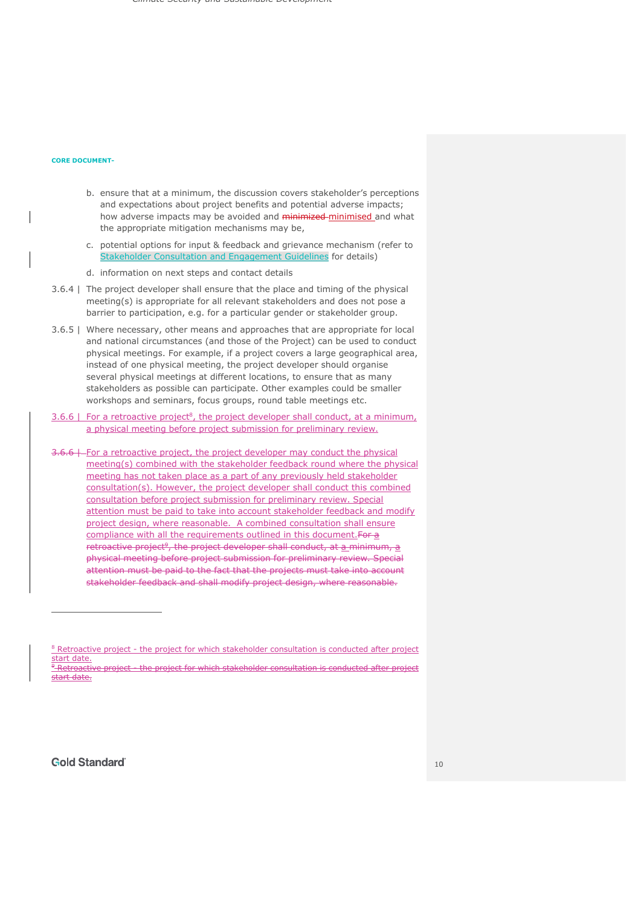b. ensure that at a minimum, the discussion covers stakeholder's perceptions and expectations about project benefits and potential adverse impacts; how adverse impacts may be avoided and ~~minimized~~ minimised and what the appropriate mitigation mechanisms may be,

c. potential options for input & feedback and grievance mechanism (refer to Stakeholder Consultation and Engagement Guidelines for details)

d. information on next steps and contact details

3.6.4 | The project developer shall ensure that the place and timing of the physical meeting(s) is appropriate for all relevant stakeholders and does not pose a barrier to participation, e.g. for a particular gender or stakeholder group.

3.6.5 | Where necessary, other means and approaches that are appropriate for local and national circumstances (and those of the Project) can be used to conduct physical meetings. For example, if a project covers a large geographical area, instead of one physical meeting, the project developer should organise several physical meetings at different locations, to ensure that as many stakeholders as possible can participate. Other examples could be smaller workshops and seminars, focus groups, round table meetings etc.

3.6.6 | For a retroactive project[8], the project developer shall conduct, at a minimum, a physical meeting before project submission for preliminary review.

~~3.6.6 |~~ For a retroactive project, the project developer may conduct the physical meeting(s) combined with the stakeholder feedback round where the physical meeting has not taken place as a part of any previously held stakeholder consultation(s). However, the project developer shall conduct this combined consultation before project submission for preliminary review. Special attention must be paid to take into account stakeholder feedback and modify project design, where reasonable. A combined consultation shall ensure compliance with all the requirements outlined in this document.~~For a retroactive project[9], the project developer shall conduct, at a minimum, a physical meeting before project submission for preliminary review. Special attention must be paid to the fact that the projects must take into account stakeholder feedback and shall modify project design, where reasonable.~~

---

[8] Retroactive project - the project for which stakeholder consultation is conducted after project start date.

~~[9] Retroactive project - the project for which stakeholder consultation is conducted after project start date.~~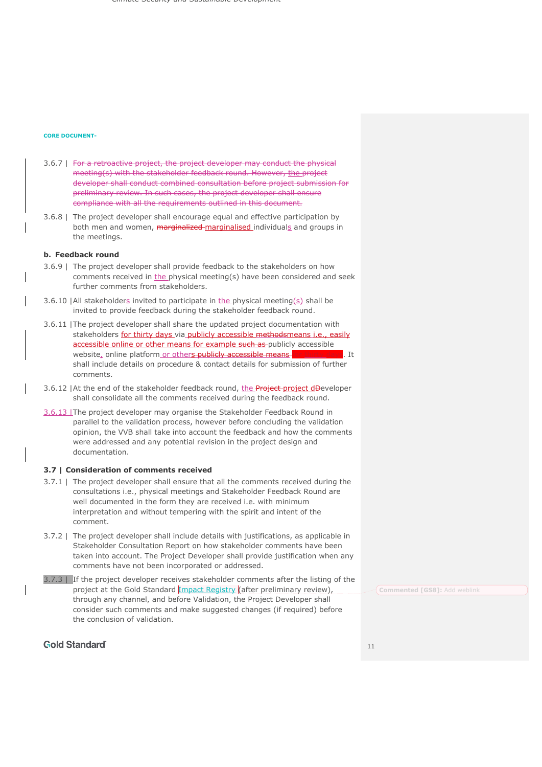**CORE DOCUMENT-**

3.6.7 | ~~For a retroactive project, the project developer may conduct the physical meeting(s) with the stakeholder feedback round. However, the project developer shall conduct combined consultation before project submission for preliminary review. In such cases, the project developer shall ensure compliance with all the requirements outlined in this document.~~

3.6.8 | The project developer shall encourage equal and effective participation by both men and women, ~~marginalized~~ marginalised individuals and groups in the meetings.

**b. Feedback round**

3.6.9 | The project developer shall provide feedback to the stakeholders on how comments received in the physical meeting(s) have been considered and seek further comments from stakeholders.

3.6.10 | All stakeholders invited to participate in the physical meeting(s) shall be invited to provide feedback during the stakeholder feedback round.

3.6.11 | The project developer shall share the updated project documentation with stakeholders for thirty days via publicly accessible ~~methods~~means i.e., easily accessible online or other means for example ~~such as~~ publicly accessible website, online platform or others ~~publicly accessible means~~. It shall include details on procedure & contact details for submission of further comments.

3.6.12 | At the end of the stakeholder feedback round, the ~~Project~~ project ~~D~~developer shall consolidate all the comments received during the feedback round.

3.6.13 | The project developer may organise the Stakeholder Feedback Round in parallel to the validation process, however before concluding the validation opinion, the VVB shall take into account the feedback and how the comments were addressed and any potential revision in the project design and documentation.

### 3.7 | Consideration of comments received

3.7.1 | The project developer shall ensure that all the comments received during the consultations i.e., physical meetings and Stakeholder Feedback Round are well documented in the form they are received i.e. with minimum interpretation and without tempering with the spirit and intent of the comment.

3.7.2 | The project developer shall include details with justifications, as applicable in Stakeholder Consultation Report on how stakeholder comments have been taken into account. The Project Developer shall provide justification when any comments have not been incorporated or addressed.

3.7.3 | If the project developer receives stakeholder comments after the listing of the project at the Gold Standard Impact Registry (after preliminary review), through any channel, and before Validation, the Project Developer shall consider such comments and make suggested changes (if required) before the conclusion of validation.

Commented [GS8]: Add weblink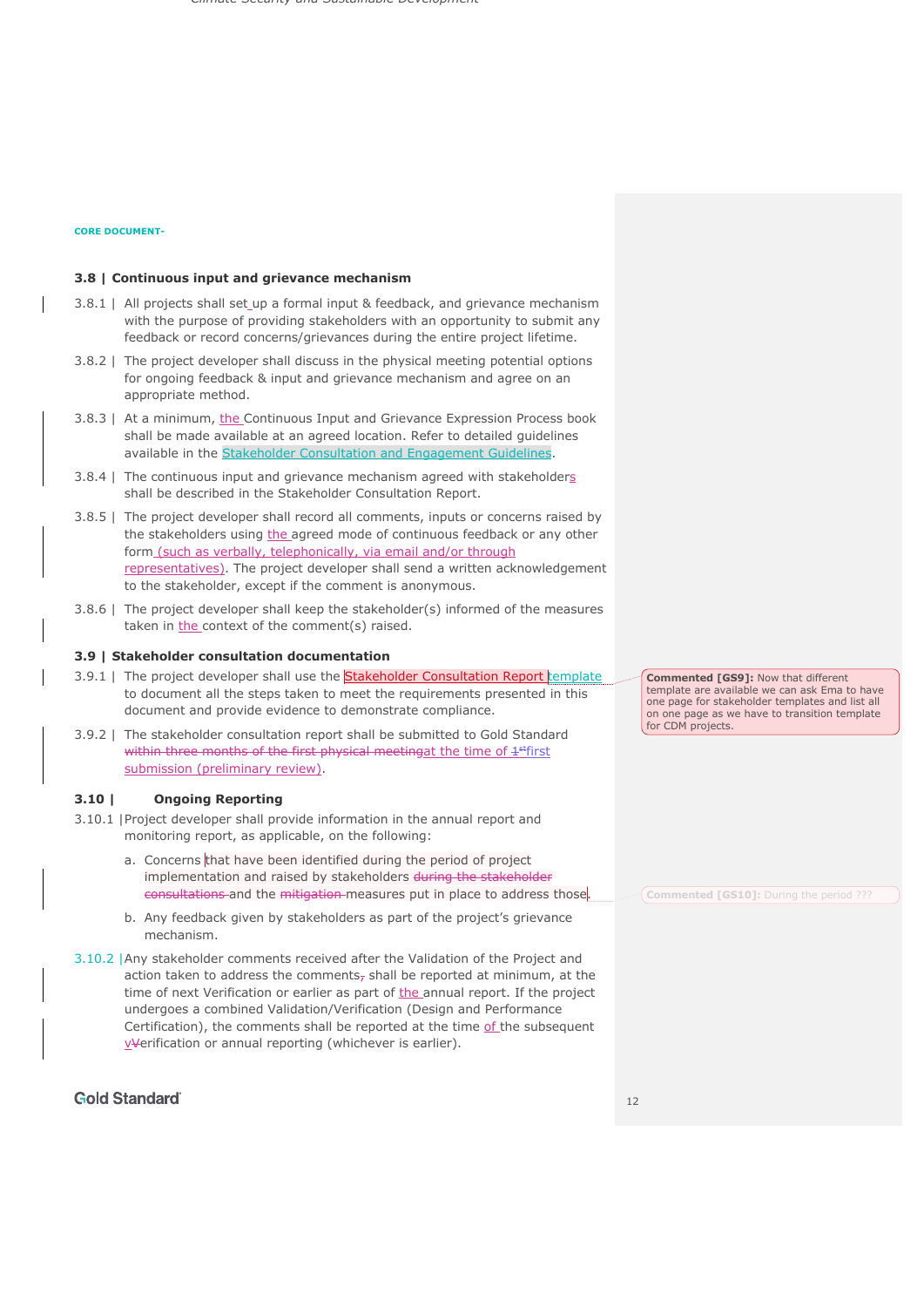CORE DOCUMENT-

### 3.8 | Continuous input and grievance mechanism

3.8.1 | All projects shall set up a formal input & feedback, and grievance mechanism with the purpose of providing stakeholders with an opportunity to submit any feedback or record concerns/grievances during the entire project lifetime.

3.8.2 | The project developer shall discuss in the physical meeting potential options for ongoing feedback & input and grievance mechanism and agree on an appropriate method.

3.8.3 | At a minimum, the Continuous Input and Grievance Expression Process book shall be made available at an agreed location. Refer to detailed guidelines available in the Stakeholder Consultation and Engagement Guidelines.

3.8.4 | The continuous input and grievance mechanism agreed with stakeholders shall be described in the Stakeholder Consultation Report.

3.8.5 | The project developer shall record all comments, inputs or concerns raised by the stakeholders using the agreed mode of continuous feedback or any other form (such as verbally, telephonically, via email and/or through representatives). The project developer shall send a written acknowledgement to the stakeholder, except if the comment is anonymous.

3.8.6 | The project developer shall keep the stakeholder(s) informed of the measures taken in the context of the comment(s) raised.

### 3.9 | Stakeholder consultation documentation

3.9.1 | The project developer shall use the Stakeholder Consultation Report template to document all the steps taken to meet the requirements presented in this document and provide evidence to demonstrate compliance.

3.9.2 | The stakeholder consultation report shall be submitted to Gold Standard ~~within three months of the first physical meeting~~at the time of ~~1st~~first submission (preliminary review).

### 3.10 | Ongoing Reporting

3.10.1 | Project developer shall provide information in the annual report and monitoring report, as applicable, on the following:

a. Concerns that have been identified during the period of project implementation and raised by stakeholders ~~during the stakeholder consultations~~ and the ~~mitigation~~ measures put in place to address those.

b. Any feedback given by stakeholders as part of the project's grievance mechanism.

3.10.2 | Any stakeholder comments received after the Validation of the Project and action taken to address the comments~~,~~ shall be reported at minimum, at the time of next Verification or earlier as part of the annual report. If the project undergoes a combined Validation/Verification (Design and Performance Certification), the comments shall be reported at the time of the subsequent ~~V~~verification or annual reporting (whichever is earlier).

**Commented [GS9]:** Now that different template are available we can ask Ema to have one page for stakeholder templates and list all on one page as we have to transition template for CDM projects.

**Commented [GS10]:** During the period ???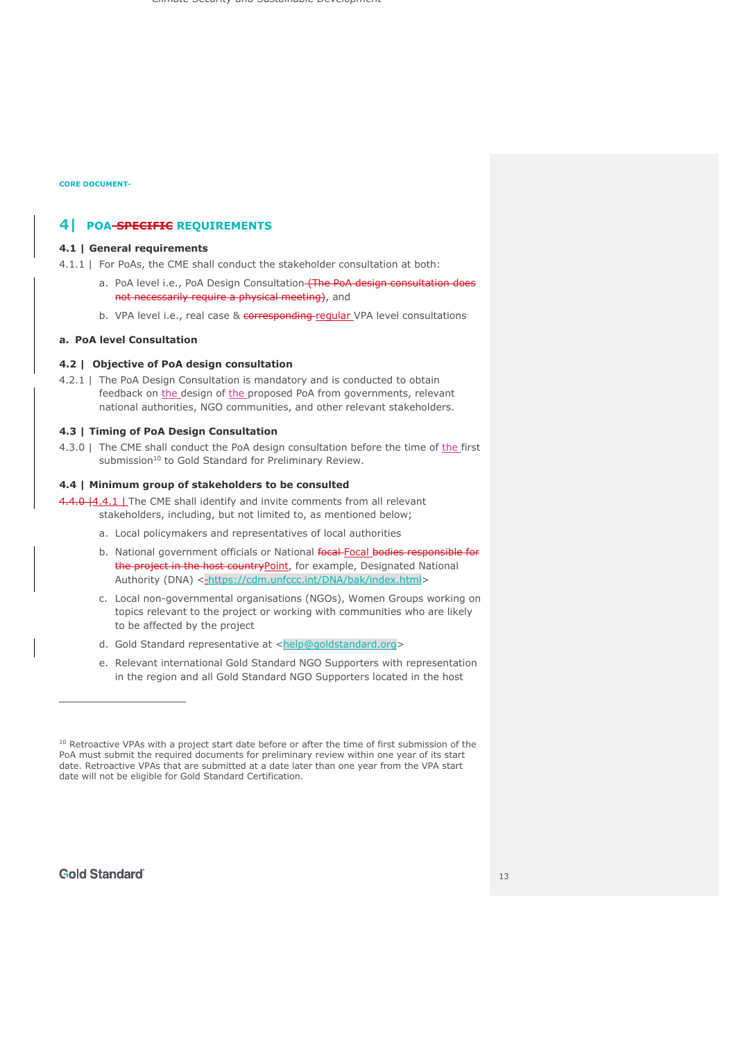CORE DOCUMENT-

## 4| POA-~~SPECIFIC~~ REQUIREMENTS

### 4.1 | General requirements

4.1.1 | For PoAs, the CME shall conduct the stakeholder consultation at both:

a. PoA level i.e., PoA Design Consultation ~~(The PoA design consultation does not necessarily require a physical meeting)~~, and

b. VPA level i.e., real case & ~~corresponding~~ regular VPA level consultations

**a. PoA level Consultation**

### 4.2 | Objective of PoA design consultation

4.2.1 | The PoA Design Consultation is mandatory and is conducted to obtain feedback on the design of the proposed PoA from governments, relevant national authorities, NGO communities, and other relevant stakeholders.

### 4.3 | Timing of PoA Design Consultation

4.3.0 | The CME shall conduct the PoA design consultation before the time of the first submission[10] to Gold Standard for Preliminary Review.

### 4.4 | Minimum group of stakeholders to be consulted

~~4.4.0~~ |4.4.1 | The CME shall identify and invite comments from all relevant stakeholders, including, but not limited to, as mentioned below;

a. Local policymakers and representatives of local authorities

b. National government officials or National ~~focal~~ Focal ~~bodies responsible for the project in the host country~~Point, for example, Designated National Authority (DNA) <https://cdm.unfccc.int/DNA/bak/index.html>

c. Local non-governmental organisations (NGOs), Women Groups working on topics relevant to the project or working with communities who are likely to be affected by the project

d. Gold Standard representative at <help@goldstandard.org>

e. Relevant international Gold Standard NGO Supporters with representation in the region and all Gold Standard NGO Supporters located in the host

---

[10] Retroactive VPAs with a project start date before or after the time of first submission of the PoA must submit the required documents for preliminary review within one year of its start date. Retroactive VPAs that are submitted at a date later than one year from the VPA start date will not be eligible for Gold Standard Certification.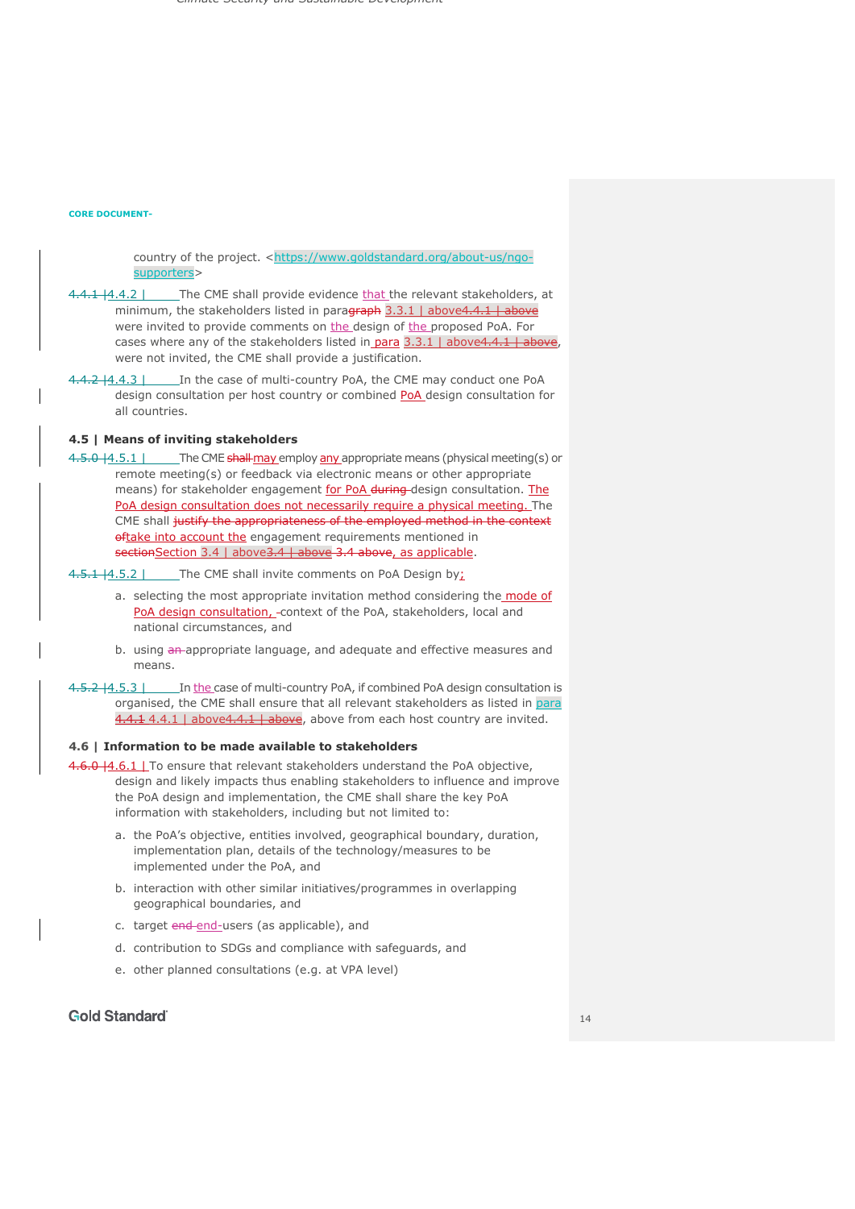country of the project. <https://www.goldstandard.org/about-us/ngo-supporters>

4.4.1 |4.4.2 | The CME shall provide evidence that the relevant stakeholders, at minimum, the stakeholders listed in paragraph 3.3.1 | above4.4.1 | above were invited to provide comments on the design of the proposed PoA. For cases where any of the stakeholders listed in para 3.3.1 | above4.4.1 | above, were not invited, the CME shall provide a justification.

4.4.2 |4.4.3 | In the case of multi-country PoA, the CME may conduct one PoA design consultation per host country or combined PoA design consultation for all countries.

### 4.5 | Means of inviting stakeholders

4.5.0 |4.5.1 | The CME shall may employ any appropriate means (physical meeting(s) or remote meeting(s) or feedback via electronic means or other appropriate means) for stakeholder engagement for PoA during design consultation. The PoA design consultation does not necessarily require a physical meeting. The CME shall justify the appropriateness of the employed method in the context oftake into account the engagement requirements mentioned in sectionSection 3.4 | above3.4 | above 3.4 above, as applicable.

4.5.1 |4.5.2 | The CME shall invite comments on PoA Design by:

a. selecting the most appropriate invitation method considering the mode of PoA design consultation, context of the PoA, stakeholders, local and national circumstances, and

b. using an appropriate language, and adequate and effective measures and means.

4.5.2 |4.5.3 | In the case of multi-country PoA, if combined PoA design consultation is organised, the CME shall ensure that all relevant stakeholders as listed in para 4.4.1 4.4.1 | above4.4.1 | above, above from each host country are invited.

### 4.6 | Information to be made available to stakeholders

4.6.0 |4.6.1 | To ensure that relevant stakeholders understand the PoA objective, design and likely impacts thus enabling stakeholders to influence and improve the PoA design and implementation, the CME shall share the key PoA information with stakeholders, including but not limited to:

a. the PoA's objective, entities involved, geographical boundary, duration, implementation plan, details of the technology/measures to be implemented under the PoA, and

b. interaction with other similar initiatives/programmes in overlapping geographical boundaries, and

c. target end end-users (as applicable), and

d. contribution to SDGs and compliance with safeguards, and

e. other planned consultations (e.g. at VPA level)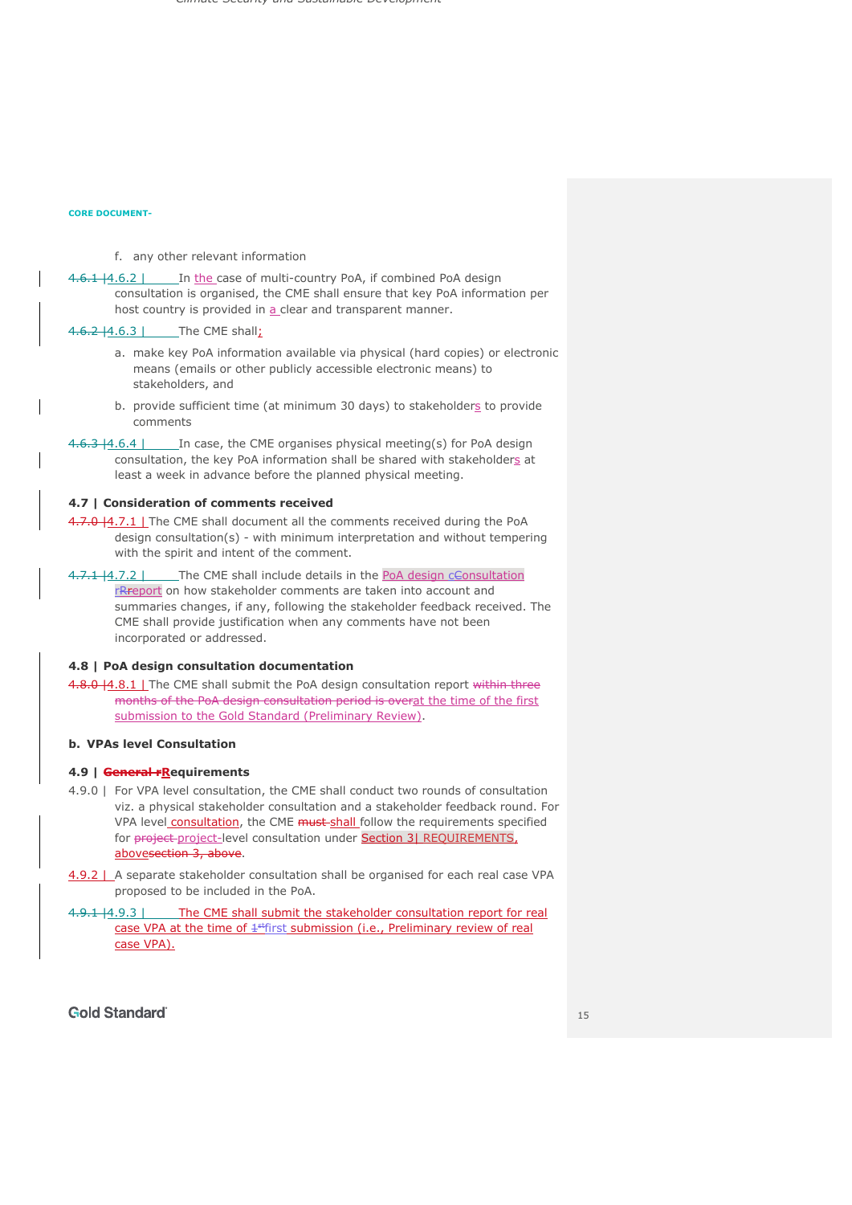f. any other relevant information

4.6.1 |4.6.2 | In the case of multi-country PoA, if combined PoA design consultation is organised, the CME shall ensure that key PoA information per host country is provided in a clear and transparent manner.

4.6.2 |4.6.3 | The CME shall;

a. make key PoA information available via physical (hard copies) or electronic means (emails or other publicly accessible electronic means) to stakeholders, and

b. provide sufficient time (at minimum 30 days) to stakeholders to provide comments

4.6.3 |4.6.4 | In case, the CME organises physical meeting(s) for PoA design consultation, the key PoA information shall be shared with stakeholders at least a week in advance before the planned physical meeting.

### 4.7 | Consideration of comments received

4.7.0 |4.7.1 | The CME shall document all the comments received during the PoA design consultation(s) - with minimum interpretation and without tempering with the spirit and intent of the comment.

4.7.1 |4.7.2 | The CME shall include details in the PoA design cConsultation rReport on how stakeholder comments are taken into account and summaries changes, if any, following the stakeholder feedback received. The CME shall provide justification when any comments have not been incorporated or addressed.

### 4.8 | PoA design consultation documentation

4.8.0 |4.8.1 | The CME shall submit the PoA design consultation report ~~within three months of the PoA design consultation period is over~~at the time of the first submission to the Gold Standard (Preliminary Review).

### b. VPAs level Consultation

### 4.9 | ~~General r~~Requirements

4.9.0 | For VPA level consultation, the CME shall conduct two rounds of consultation viz. a physical stakeholder consultation and a stakeholder feedback round. For VPA level consultation, the CME ~~must~~ shall follow the requirements specified for ~~project~~ project-level consultation under Section 3| REQUIREMENTS, above~~section 3, above~~.

4.9.2 | A separate stakeholder consultation shall be organised for each real case VPA proposed to be included in the PoA.

4.9.1 |4.9.3 | The CME shall submit the stakeholder consultation report for real case VPA at the time of ~~1st~~first submission (i.e., Preliminary review of real case VPA).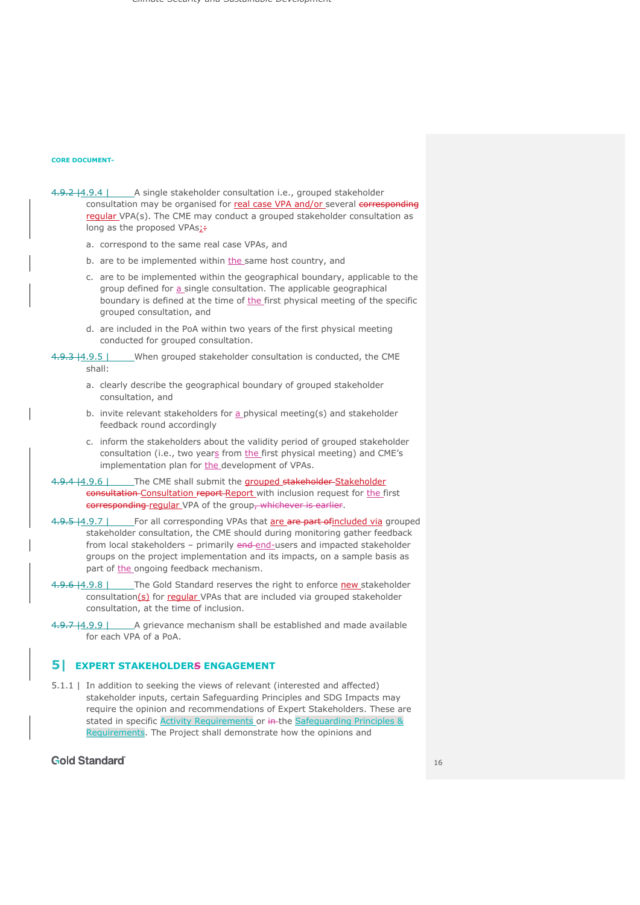CORE DOCUMENT-

4.9.2 |4.9.4 | A single stakeholder consultation i.e., grouped stakeholder consultation may be organised for real case VPA and/or several corresponding regular VPA(s). The CME may conduct a grouped stakeholder consultation as long as the proposed VPAs;:

a. correspond to the same real case VPAs, and

b. are to be implemented within the same host country, and

c. are to be implemented within the geographical boundary, applicable to the group defined for a single consultation. The applicable geographical boundary is defined at the time of the first physical meeting of the specific grouped consultation, and

d. are included in the PoA within two years of the first physical meeting conducted for grouped consultation.

4.9.3 |4.9.5 | When grouped stakeholder consultation is conducted, the CME shall:

a. clearly describe the geographical boundary of grouped stakeholder consultation, and

b. invite relevant stakeholders for a physical meeting(s) and stakeholder feedback round accordingly

c. inform the stakeholders about the validity period of grouped stakeholder consultation (i.e., two years from the first physical meeting) and CME's implementation plan for the development of VPAs.

4.9.4 |4.9.6 | The CME shall submit the grouped stakeholder Stakeholder consultation Consultation report Report with inclusion request for the first corresponding regular VPA of the group, whichever is earlier.

4.9.5 |4.9.7 | For all corresponding VPAs that are are part ofincluded via grouped stakeholder consultation, the CME should during monitoring gather feedback from local stakeholders – primarily end end-users and impacted stakeholder groups on the project implementation and its impacts, on a sample basis as part of the ongoing feedback mechanism.

4.9.6 |4.9.8 | The Gold Standard reserves the right to enforce new stakeholder consultation(s) for regular VPAs that are included via grouped stakeholder consultation, at the time of inclusion.

4.9.7 |4.9.9 | A grievance mechanism shall be established and made available for each VPA of a PoA.

## 5| EXPERT STAKEHOLDERS ENGAGEMENT

5.1.1 | In addition to seeking the views of relevant (interested and affected) stakeholder inputs, certain Safeguarding Principles and SDG Impacts may require the opinion and recommendations of Expert Stakeholders. These are stated in specific Activity Requirements or in the Safeguarding Principles & Requirements. The Project shall demonstrate how the opinions and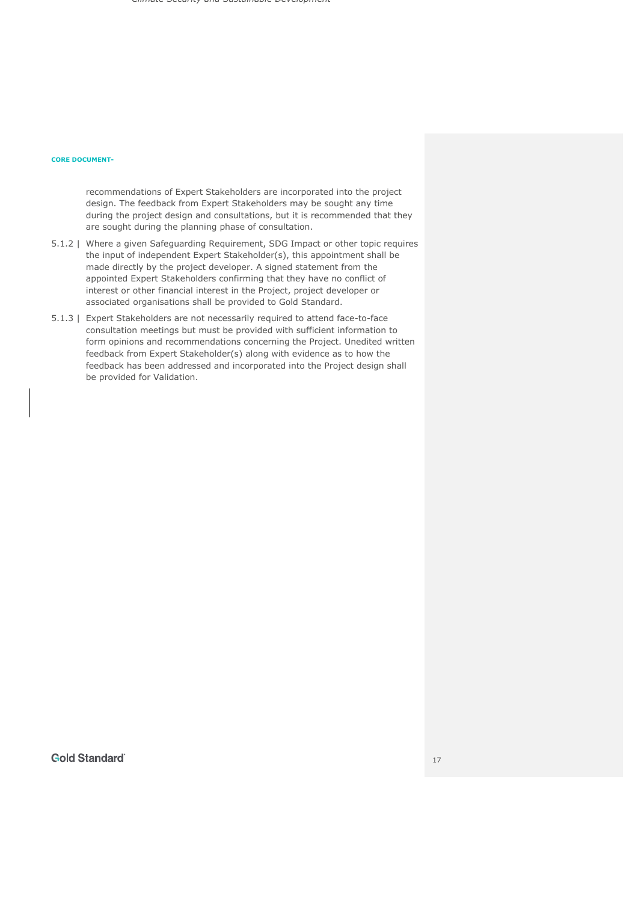recommendations of Expert Stakeholders are incorporated into the project design. The feedback from Expert Stakeholders may be sought any time during the project design and consultations, but it is recommended that they are sought during the planning phase of consultation.

5.1.2 | Where a given Safeguarding Requirement, SDG Impact or other topic requires the input of independent Expert Stakeholder(s), this appointment shall be made directly by the project developer. A signed statement from the appointed Expert Stakeholders confirming that they have no conflict of interest or other financial interest in the Project, project developer or associated organisations shall be provided to Gold Standard.

5.1.3 | Expert Stakeholders are not necessarily required to attend face-to-face consultation meetings but must be provided with sufficient information to form opinions and recommendations concerning the Project. Unedited written feedback from Expert Stakeholder(s) along with evidence as to how the feedback has been addressed and incorporated into the Project design shall be provided for Validation.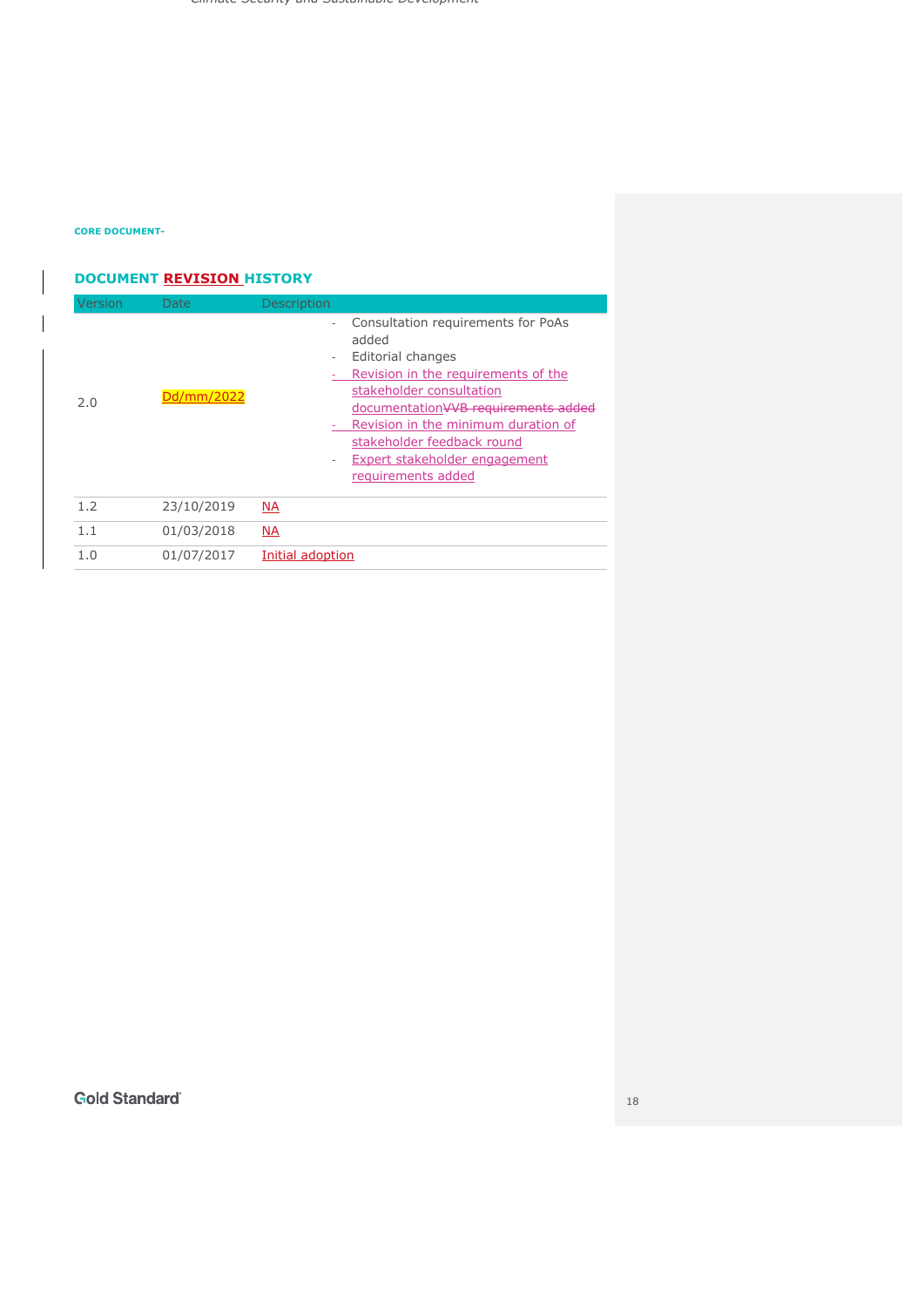CORE DOCUMENT-

## DOCUMENT REVISION HISTORY

| Version | Date | Description |
|---|---|---|
| 2.0 | Dd/mm/2022 | - Consultation requirements for PoAs added<br>- Editorial changes<br>- Revision in the requirements of the stakeholder consultation documentation~~VVB requirements added~~<br>- Revision in the minimum duration of stakeholder feedback round<br>- Expert stakeholder engagement requirements added |
| 1.2 | 23/10/2019 | NA |
| 1.1 | 01/03/2018 | NA |
| 1.0 | 01/07/2017 | Initial adoption |